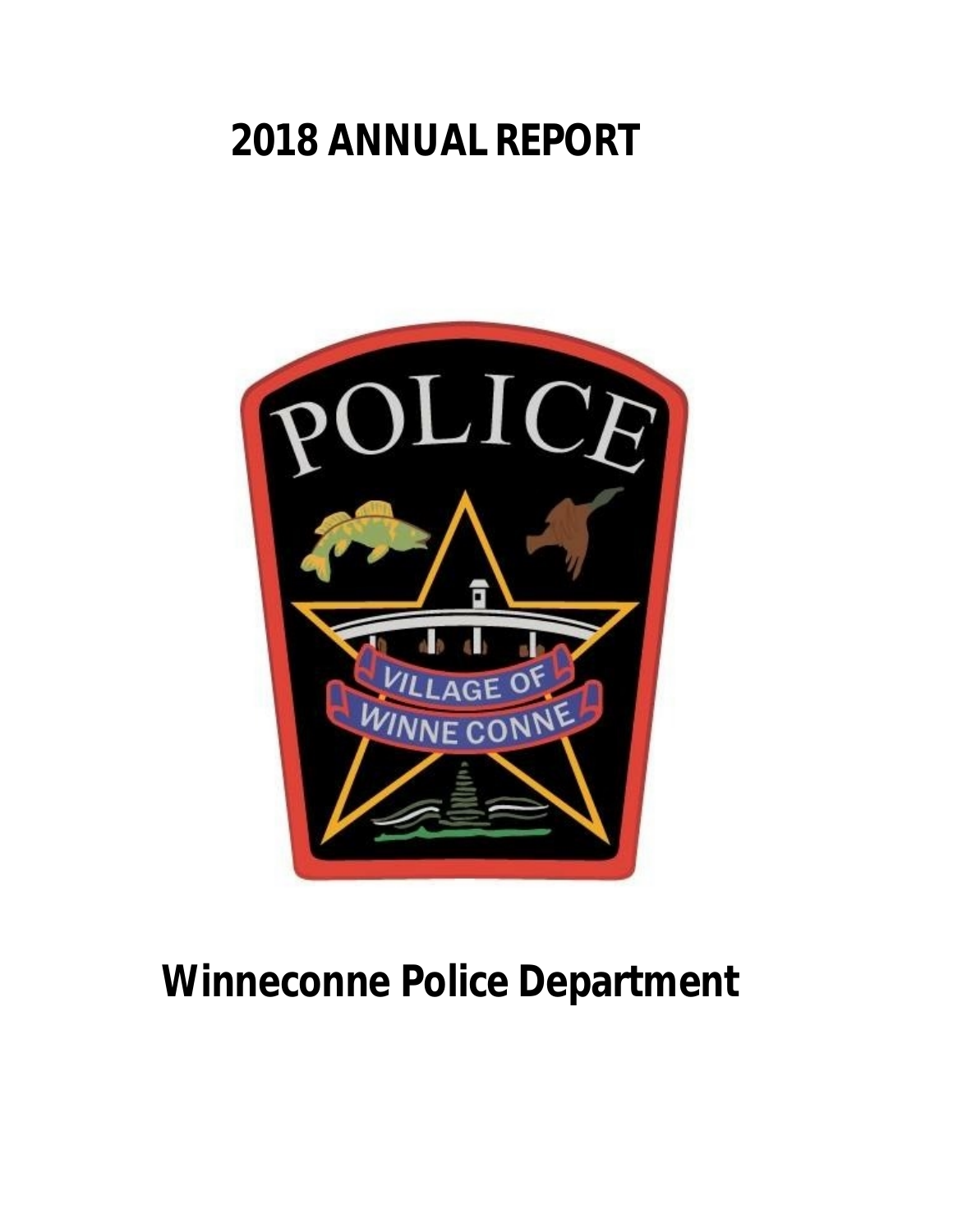# 2018 ANNUAL REPORT

# Winneconne Police Department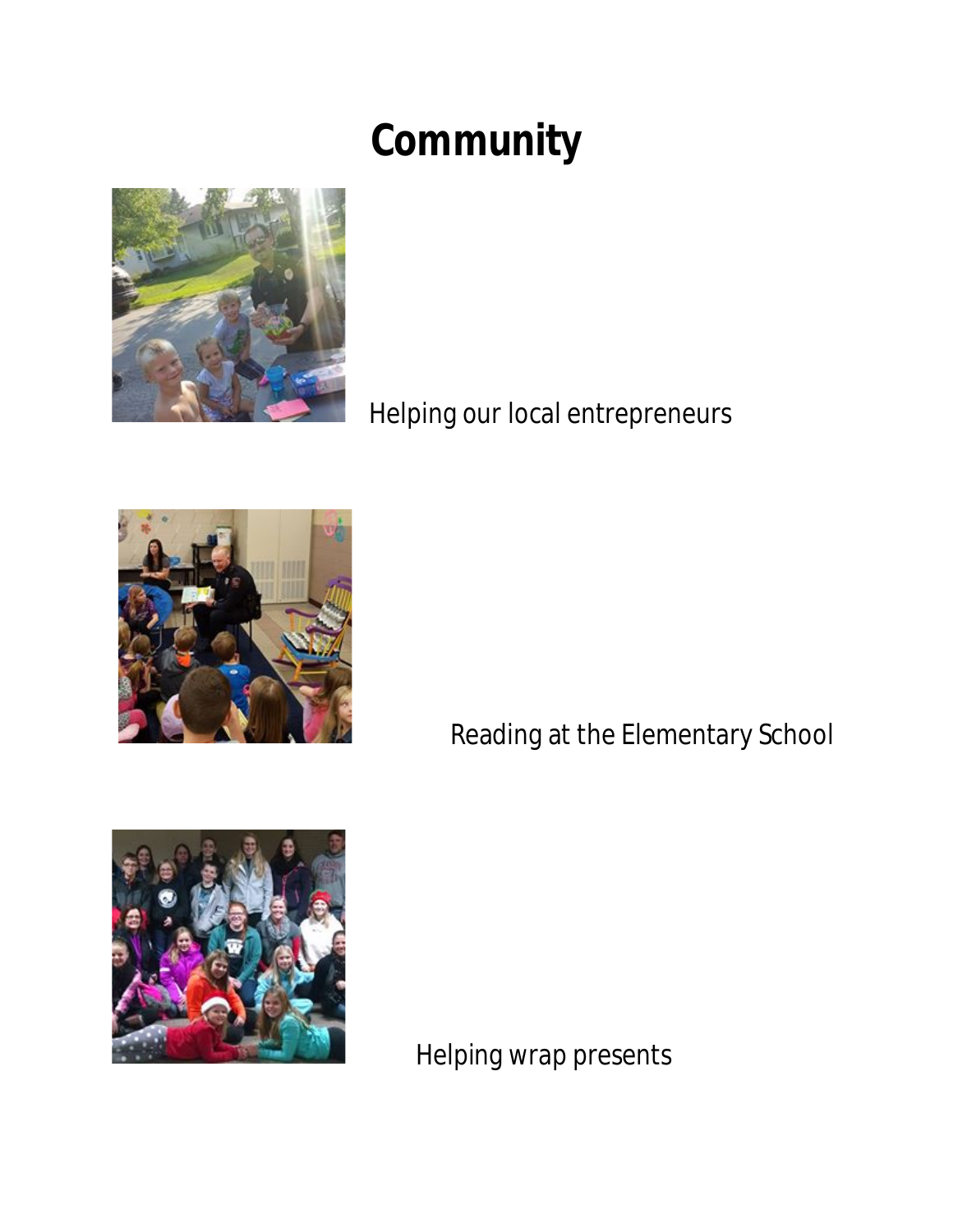# Community

Helping our local entrepreneurs

Reading at the Elementary School

Helping wrap presents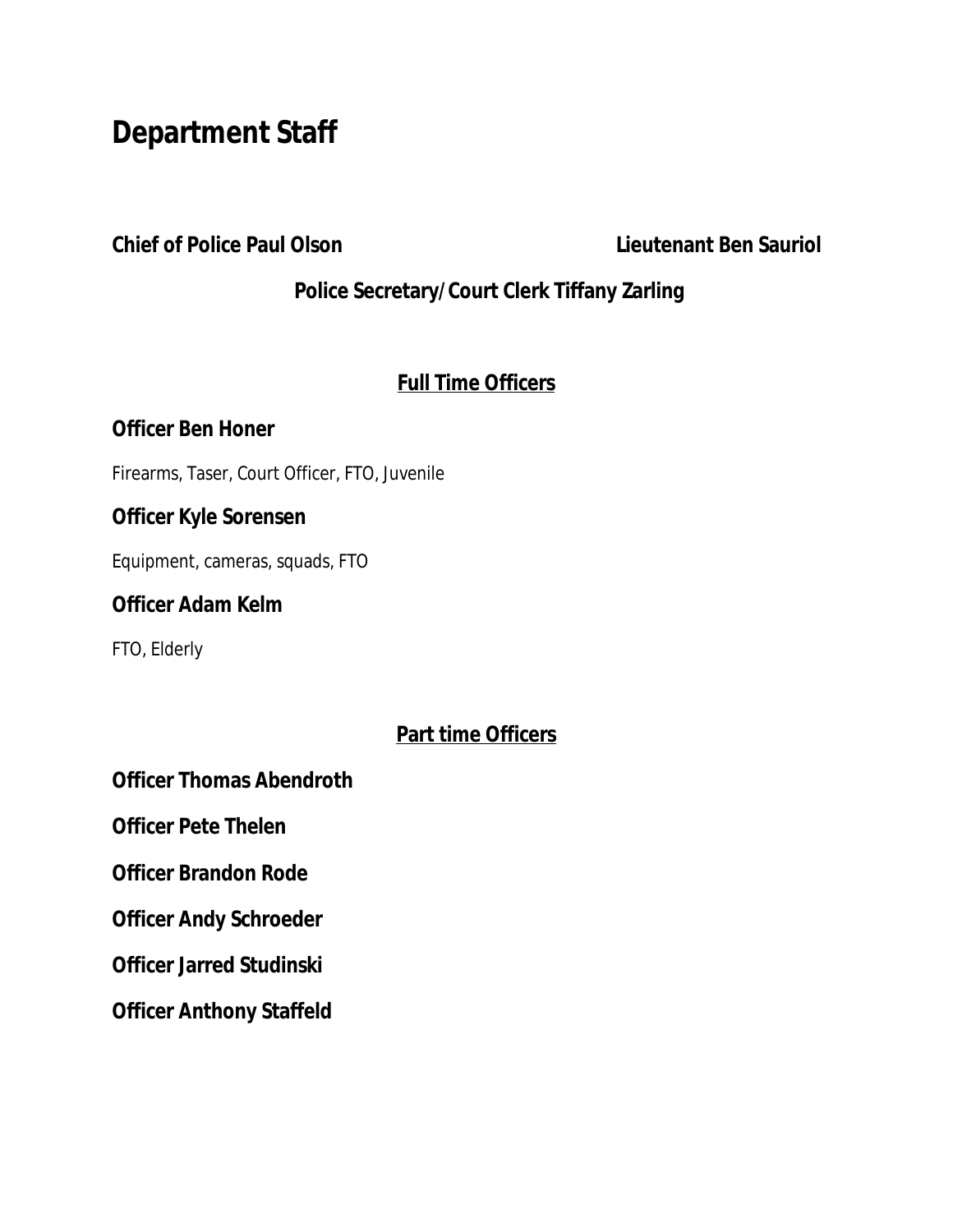# Department Staff

**Chief of Police Paul Olson**

**Lieutenant Ben Sauriol**

**Police Secretary/Court Clerk Tiffany Zarling**

## Full Time Officers

**Officer Ben Honer**

Firearms, Taser, Court Officer, FTO, Juvenile

**Officer Kyle Sorensen**

Equipment, cameras, squads, FTO

**Officer Adam Kelm**

FTO, Elderly

## Part time Officers

**Officer Thomas Abendroth**

**Officer Pete Thelen**

**Officer Brandon Rode**

**Officer Andy Schroeder**

**Officer Jarred Studinski**

**Officer Anthony Staffeld**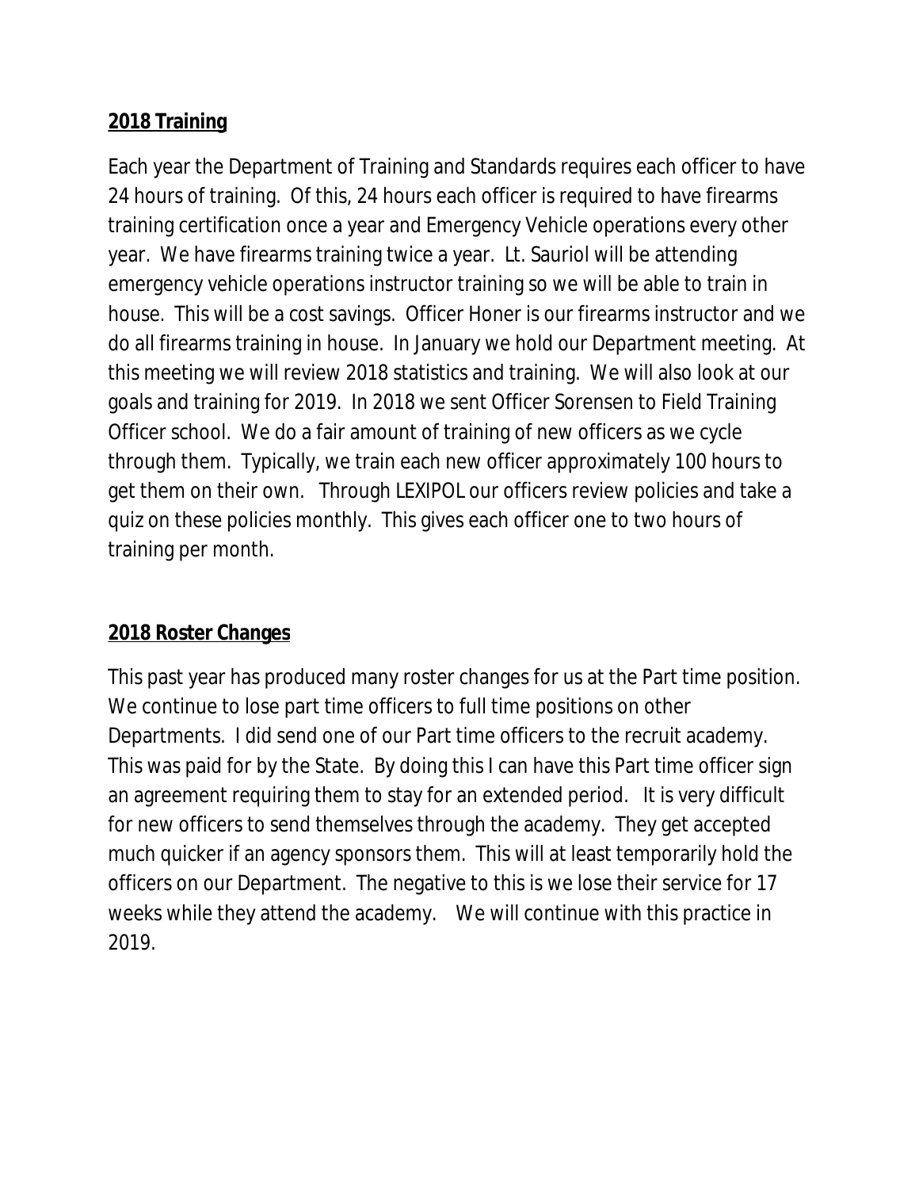**2018 Training**

Each year the Department of Training and Standards requires each officer to have 24 hours of training. Of this, 24 hours each officer is required to have firearms training certification once a year and Emergency Vehicle operations every other year. We have firearms training twice a year. Lt. Sauriol will be attending emergency vehicle operations instructor training so we will be able to train in house. This will be a cost savings. Officer Honer is our firearms instructor and we do all firearms training in house. In January we hold our Department meeting. At this meeting we will review 2018 statistics and training. We will also look at our goals and training for 2019. In 2018 we sent Officer Sorensen to Field Training Officer school. We do a fair amount of training of new officers as we cycle through them. Typically, we train each new officer approximately 100 hours to get them on their own. Through LEXIPOL our officers review policies and take a quiz on these policies monthly. This gives each officer one to two hours of training per month.

**2018 Roster Changes**

This past year has produced many roster changes for us at the Part time position. We continue to lose part time officers to full time positions on other Departments. I did send one of our Part time officers to the recruit academy. This was paid for by the State. By doing this I can have this Part time officer sign an agreement requiring them to stay for an extended period. It is very difficult for new officers to send themselves through the academy. They get accepted much quicker if an agency sponsors them. This will at least temporarily hold the officers on our Department. The negative to this is we lose their service for 17 weeks while they attend the academy. We will continue with this practice in 2019.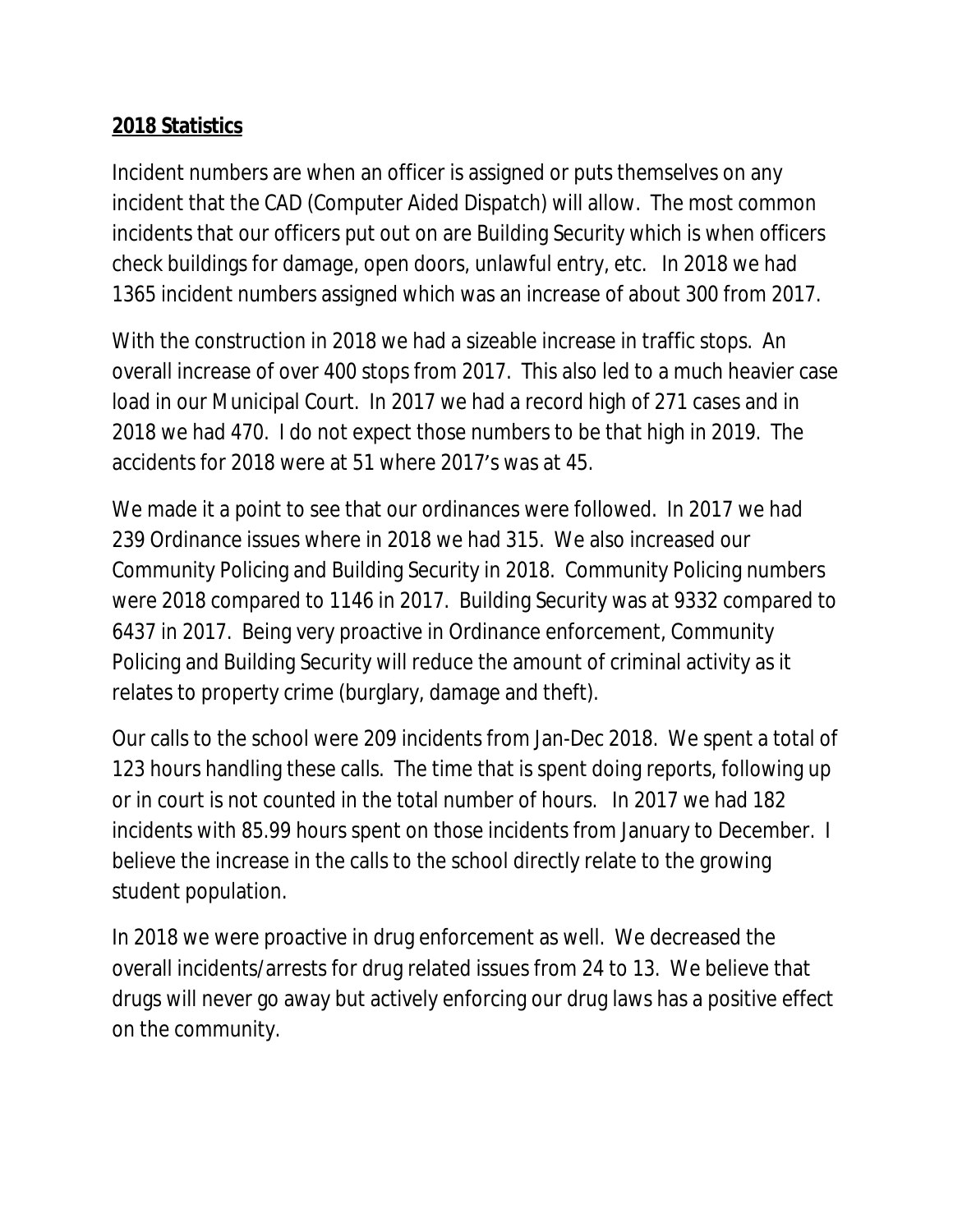**2018 Statistics**

Incident numbers are when an officer is assigned or puts themselves on any incident that the CAD (Computer Aided Dispatch) will allow. The most common incidents that our officers put out on are Building Security which is when officers check buildings for damage, open doors, unlawful entry, etc. In 2018 we had 1365 incident numbers assigned which was an increase of about 300 from 2017.

With the construction in 2018 we had a sizeable increase in traffic stops. An overall increase of over 400 stops from 2017. This also led to a much heavier case load in our Municipal Court. In 2017 we had a record high of 271 cases and in 2018 we had 470. I do not expect those numbers to be that high in 2019. The accidents for 2018 were at 51 where 2017's was at 45.

We made it a point to see that our ordinances were followed. In 2017 we had 239 Ordinance issues where in 2018 we had 315. We also increased our Community Policing and Building Security in 2018. Community Policing numbers were 2018 compared to 1146 in 2017. Building Security was at 9332 compared to 6437 in 2017. Being very proactive in Ordinance enforcement, Community Policing and Building Security will reduce the amount of criminal activity as it relates to property crime (burglary, damage and theft).

Our calls to the school were 209 incidents from Jan-Dec 2018. We spent a total of 123 hours handling these calls. The time that is spent doing reports, following up or in court is not counted in the total number of hours. In 2017 we had 182 incidents with 85.99 hours spent on those incidents from January to December. I believe the increase in the calls to the school directly relate to the growing student population.

In 2018 we were proactive in drug enforcement as well. We decreased the overall incidents/arrests for drug related issues from 24 to 13. We believe that drugs will never go away but actively enforcing our drug laws has a positive effect on the community.